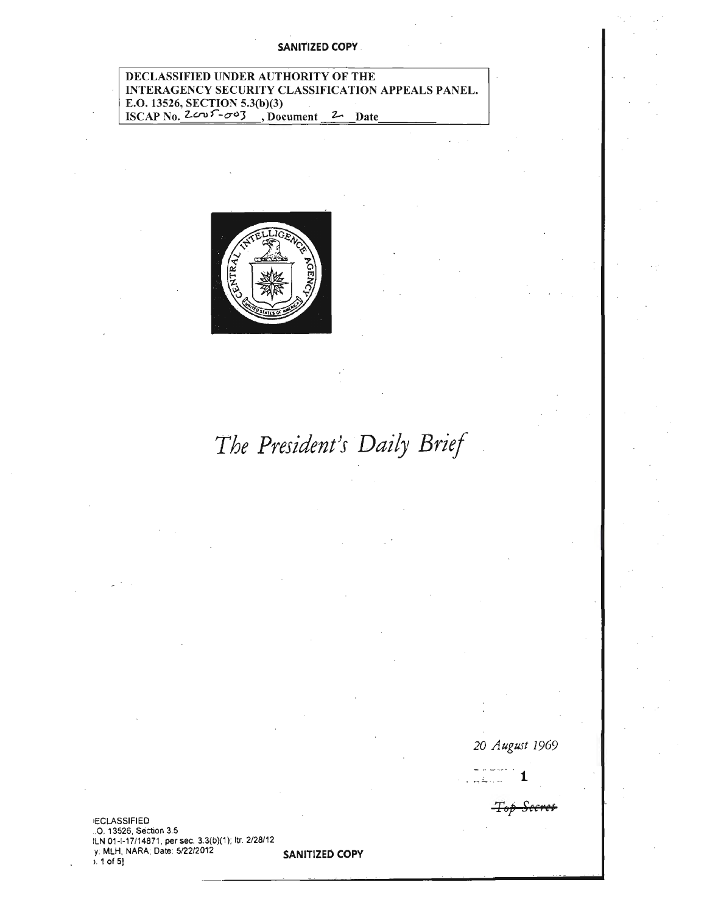SANITIZED COPY

DECLASSIFIED UNDER AUTHORITY OF THE
INTERAGENCY SECURITY CLASSIFICATION APPEALS PANEL.
E.O. 13526, SECTION 5.3(b)(3)
ISCAP No. 2005-003, Document 2 Date

# *The President's Daily Brief*

*20 August 1969*

1

~~Top Secret~~

DECLASSIFIED
E.O. 13526, Section 3.5
NLN 01-I-17/14871, per sec. 3.3(b)(1); ltr. 2/28/12
By: MLH, NARA; Date: 5/22/2012
[p. 1 of 5]

SANITIZED COPY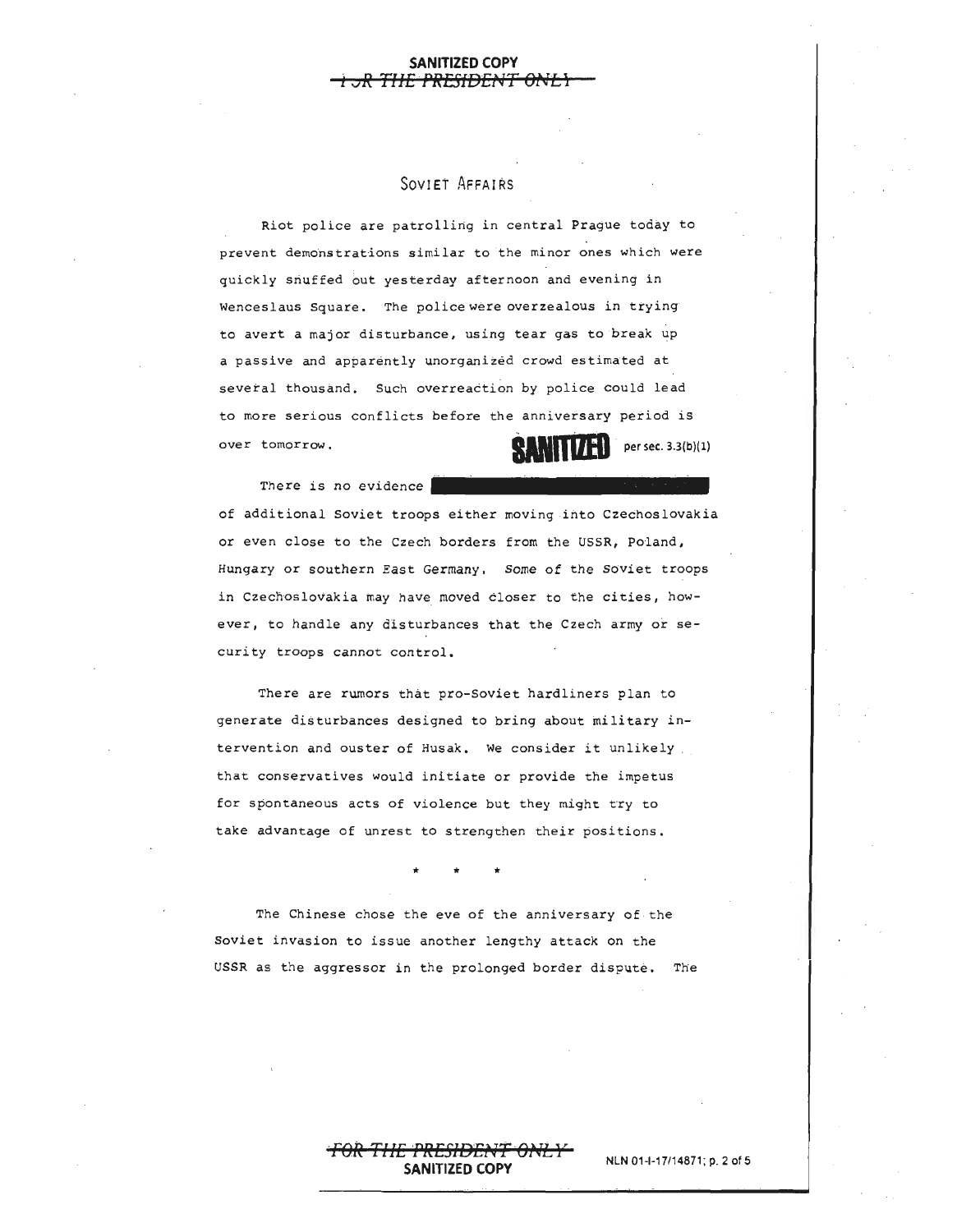## Soviet Affairs

Riot police are patrolling in central Prague today to prevent demonstrations similar to the minor ones which were quickly snuffed out yesterday afternoon and evening in Wenceslaus Square. The police were overzealous in trying to avert a major disturbance, using tear gas to break up a passive and apparently unorganized crowd estimated at several thousand. Such overreaction by police could lead to more serious conflicts before the anniversary period is over tomorrow. **SANITIZED** per sec. 3.3(b)(1)

There is no evidence [SANITIZED] of additional Soviet troops either moving into Czechoslovakia or even close to the Czech borders from the USSR, Poland, Hungary or southern East Germany. Some of the Soviet troops in Czechoslovakia may have moved closer to the cities, however, to handle any disturbances that the Czech army or security troops cannot control.

There are rumors that pro-Soviet hardliners plan to generate disturbances designed to bring about military intervention and ouster of Husak. We consider it unlikely that conservatives would initiate or provide the impetus for spontaneous acts of violence but they might try to take advantage of unrest to strengthen their positions.

\* \* \*

The Chinese chose the eve of the anniversary of the Soviet invasion to issue another lengthy attack on the USSR as the aggressor in the prolonged border dispute. The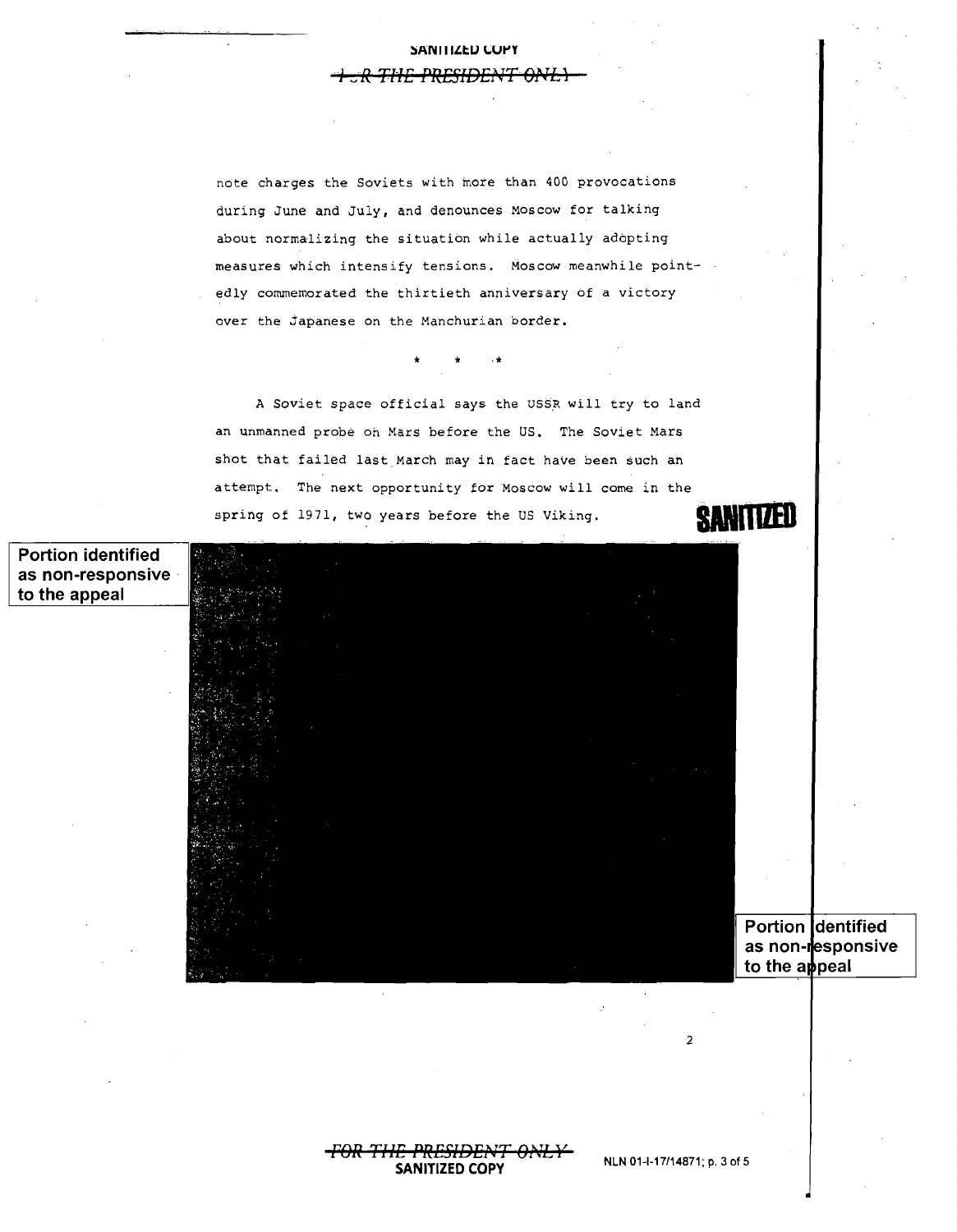note charges the Soviets with more than 400 provocations during June and July, and denounces Moscow for talking about normalizing the situation while actually adopting measures which intensify tensions. Moscow meanwhile pointedly commemorated the thirtieth anniversary of a victory over the Japanese on the Manchurian border.

\* \* \*

A Soviet space official says the USSR will try to land an unmanned probe on Mars before the US. The Soviet Mars shot that failed last March may in fact have been such an attempt. The next opportunity for Moscow will come in the spring of 1971, two years before the US Viking.

SANITIZED

Portion identified as non-responsive to the appeal

Portion identified as non-responsive to the appeal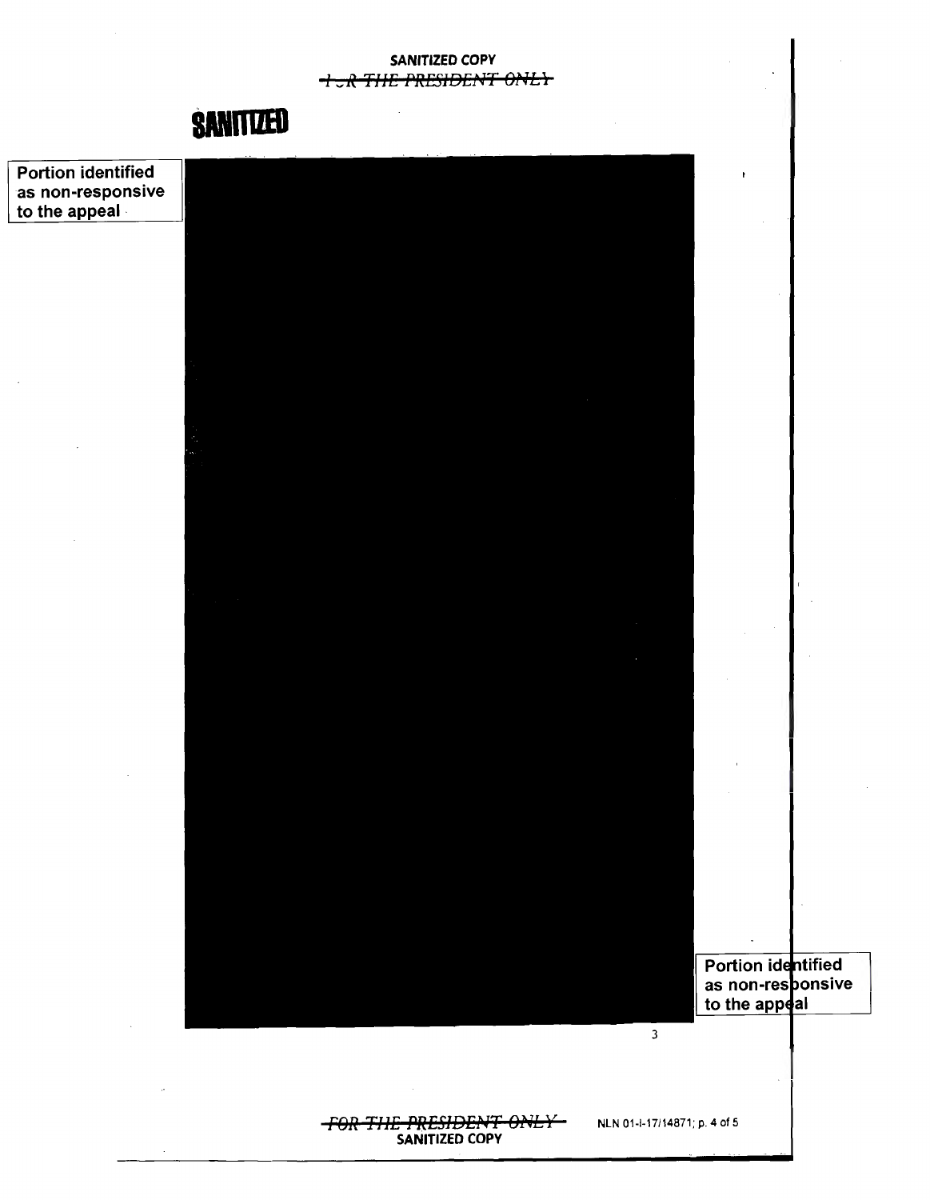SANITIZED COPY

~~FOR THE PRESIDENT ONLY~~

**SANITIZED**

Portion identified as non-responsive to the appeal

Portion identified as non-responsive to the appeal

~~FOR THE PRESIDENT ONLY~~

SANITIZED COPY

NLN 01-I-17/14871; p. 4 of 5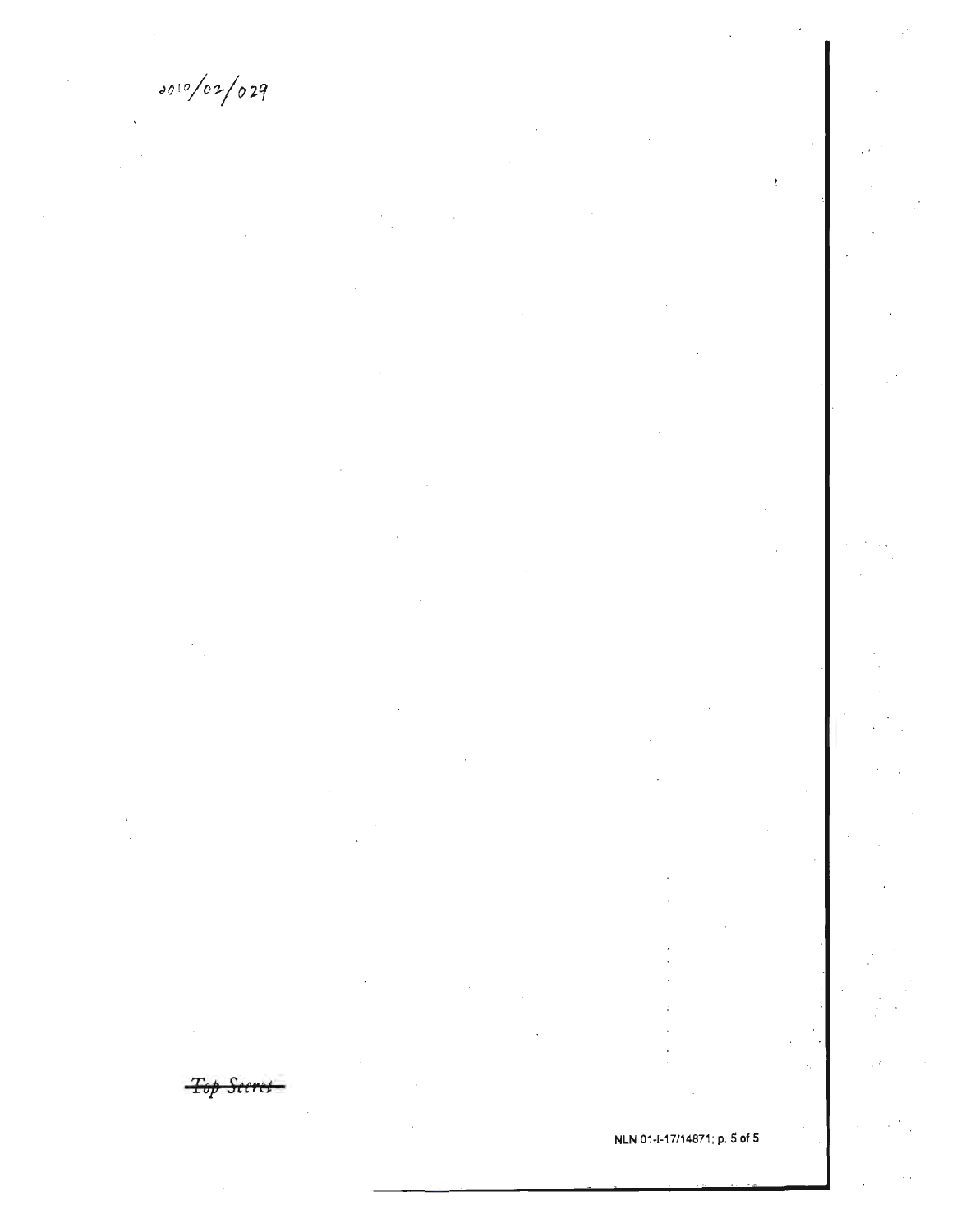2010/02/029

~~Top Secret~~